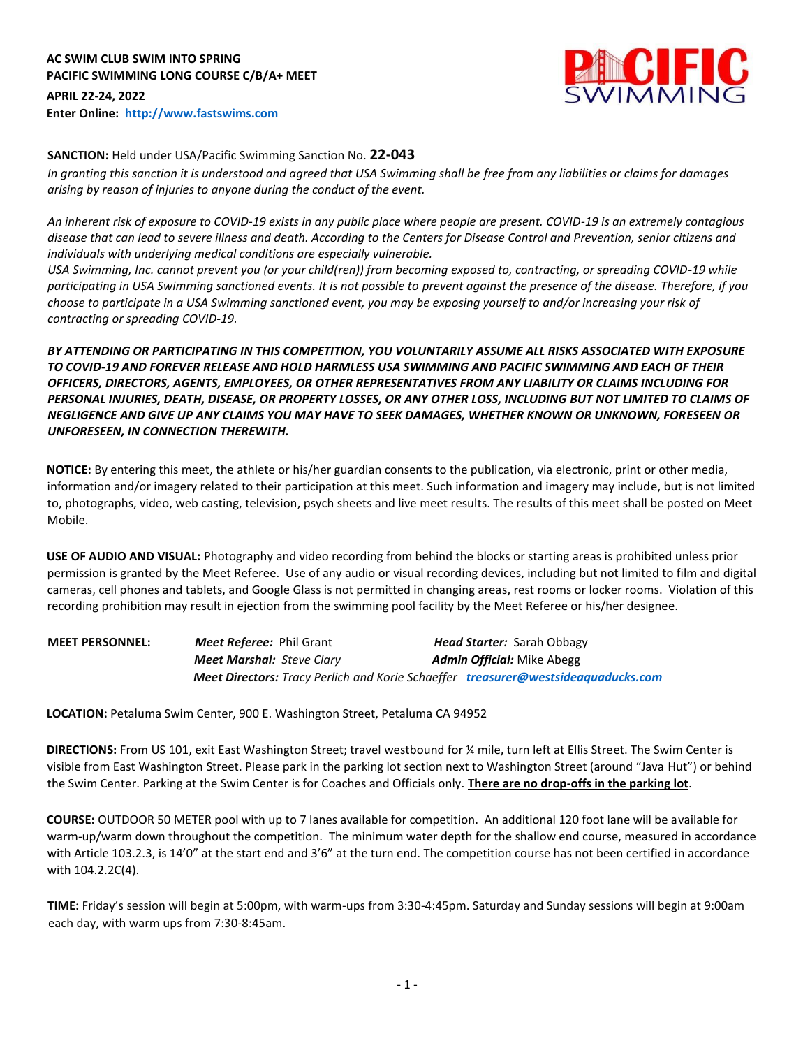**AC SWIM CLUB SWIM INTO SPRING**
**PACIFIC SWIMMING LONG COURSE C/B/A+ MEET**
**APRIL 22-24, 2022**
**Enter Online: [http://www.fastswims.com](http://www.fastswims.com)**

**SANCTION:** Held under USA/Pacific Swimming Sanction No. **22-043**
*In granting this sanction it is understood and agreed that USA Swimming shall be free from any liabilities or claims for damages arising by reason of injuries to anyone during the conduct of the event.*

*An inherent risk of exposure to COVID-19 exists in any public place where people are present. COVID-19 is an extremely contagious disease that can lead to severe illness and death. According to the Centers for Disease Control and Prevention, senior citizens and individuals with underlying medical conditions are especially vulnerable.*
*USA Swimming, Inc. cannot prevent you (or your child(ren)) from becoming exposed to, contracting, or spreading COVID-19 while participating in USA Swimming sanctioned events. It is not possible to prevent against the presence of the disease. Therefore, if you choose to participate in a USA Swimming sanctioned event, you may be exposing yourself to and/or increasing your risk of contracting or spreading COVID-19.*

***BY ATTENDING OR PARTICIPATING IN THIS COMPETITION, YOU VOLUNTARILY ASSUME ALL RISKS ASSOCIATED WITH EXPOSURE TO COVID-19 AND FOREVER RELEASE AND HOLD HARMLESS USA SWIMMING AND PACIFIC SWIMMING AND EACH OF THEIR OFFICERS, DIRECTORS, AGENTS, EMPLOYEES, OR OTHER REPRESENTATIVES FROM ANY LIABILITY OR CLAIMS INCLUDING FOR PERSONAL INJURIES, DEATH, DISEASE, OR PROPERTY LOSSES, OR ANY OTHER LOSS, INCLUDING BUT NOT LIMITED TO CLAIMS OF NEGLIGENCE AND GIVE UP ANY CLAIMS YOU MAY HAVE TO SEEK DAMAGES, WHETHER KNOWN OR UNKNOWN, FORESEEN OR UNFORESEEN, IN CONNECTION THEREWITH.***

**NOTICE:** By entering this meet, the athlete or his/her guardian consents to the publication, via electronic, print or other media, information and/or imagery related to their participation at this meet. Such information and imagery may include, but is not limited to, photographs, video, web casting, television, psych sheets and live meet results. The results of this meet shall be posted on Meet Mobile.

**USE OF AUDIO AND VISUAL:** Photography and video recording from behind the blocks or starting areas is prohibited unless prior permission is granted by the Meet Referee. Use of any audio or visual recording devices, including but not limited to film and digital cameras, cell phones and tablets, and Google Glass is not permitted in changing areas, rest rooms or locker rooms. Violation of this recording prohibition may result in ejection from the swimming pool facility by the Meet Referee or his/her designee.

**MEET PERSONNEL:**
***Meet Referee:*** Phil Grant
***Head Starter:*** Sarah Obbagy
***Meet Marshal:*** *Steve Clary*
***Admin Official:*** Mike Abegg
***Meet Directors:*** *Tracy Perlich and Korie Schaeffer* [**treasurer@westsideaquaducks.com**](mailto:treasurer@westsideaquaducks.com)

**LOCATION:** Petaluma Swim Center, 900 E. Washington Street, Petaluma CA 94952

**DIRECTIONS:** From US 101, exit East Washington Street; travel westbound for ¼ mile, turn left at Ellis Street. The Swim Center is visible from East Washington Street. Please park in the parking lot section next to Washington Street (around "Java Hut") or behind the Swim Center. Parking at the Swim Center is for Coaches and Officials only. **There are no drop-offs in the parking lot**.

**COURSE:** OUTDOOR 50 METER pool with up to 7 lanes available for competition. An additional 120 foot lane will be available for warm-up/warm down throughout the competition. The minimum water depth for the shallow end course, measured in accordance with Article 103.2.3, is 14'0" at the start end and 3'6" at the turn end. The competition course has not been certified in accordance with 104.2.2C(4).

**TIME:** Friday's session will begin at 5:00pm, with warm-ups from 3:30-4:45pm. Saturday and Sunday sessions will begin at 9:00am each day, with warm ups from 7:30-8:45am.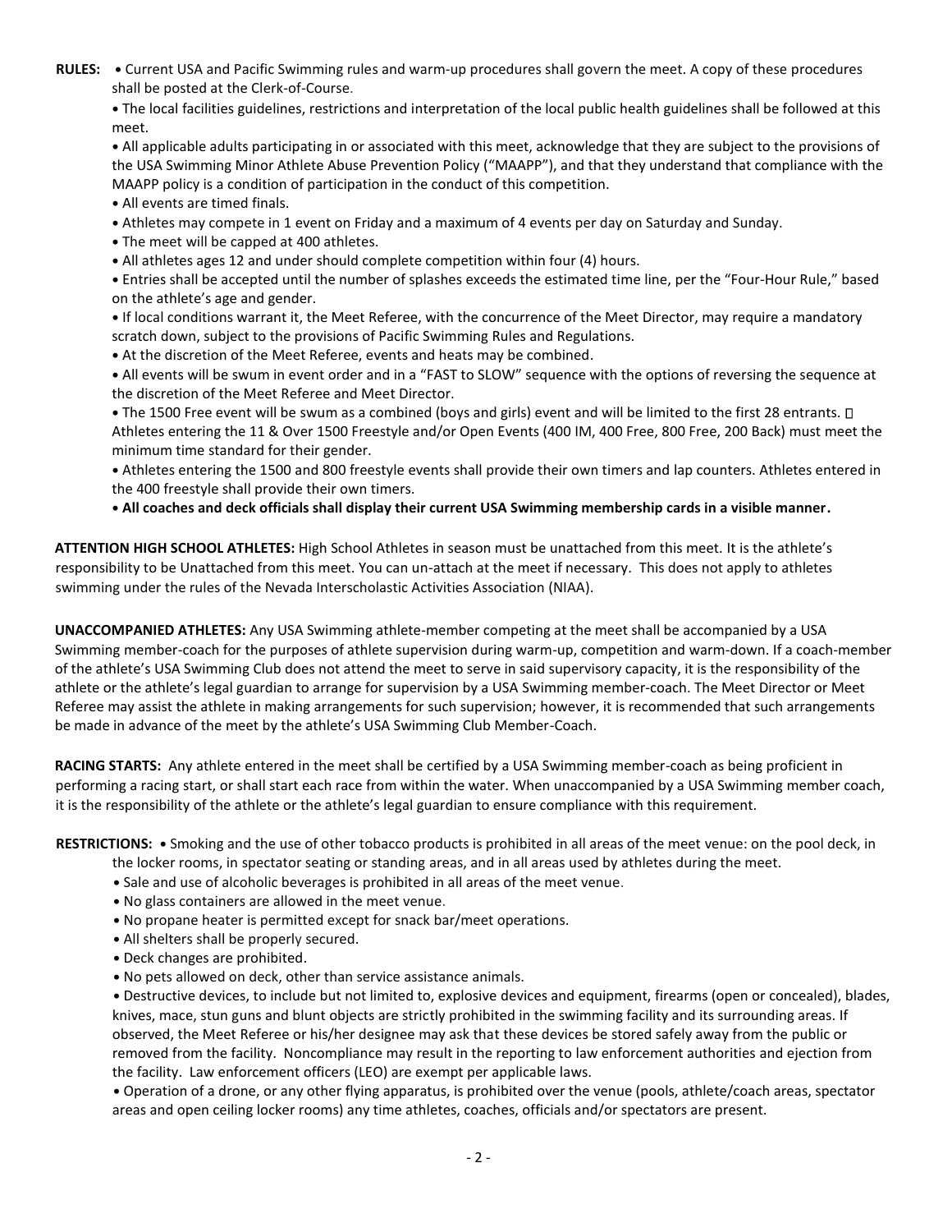**RULES:**

- Current USA and Pacific Swimming rules and warm-up procedures shall govern the meet. A copy of these procedures shall be posted at the Clerk-of-Course.
- The local facilities guidelines, restrictions and interpretation of the local public health guidelines shall be followed at this meet.
- All applicable adults participating in or associated with this meet, acknowledge that they are subject to the provisions of the USA Swimming Minor Athlete Abuse Prevention Policy ("MAAPP"), and that they understand that compliance with the MAAPP policy is a condition of participation in the conduct of this competition.
- All events are timed finals.
- Athletes may compete in 1 event on Friday and a maximum of 4 events per day on Saturday and Sunday.
- The meet will be capped at 400 athletes.
- All athletes ages 12 and under should complete competition within four (4) hours.
- Entries shall be accepted until the number of splashes exceeds the estimated time line, per the "Four-Hour Rule," based on the athlete's age and gender.
- If local conditions warrant it, the Meet Referee, with the concurrence of the Meet Director, may require a mandatory scratch down, subject to the provisions of Pacific Swimming Rules and Regulations.
- At the discretion of the Meet Referee, events and heats may be combined.
- All events will be swum in event order and in a "FAST to SLOW" sequence with the options of reversing the sequence at the discretion of the Meet Referee and Meet Director.
- The 1500 Free event will be swum as a combined (boys and girls) event and will be limited to the first 28 entrants. Athletes entering the 11 & Over 1500 Freestyle and/or Open Events (400 IM, 400 Free, 800 Free, 200 Back) must meet the minimum time standard for their gender.
- Athletes entering the 1500 and 800 freestyle events shall provide their own timers and lap counters. Athletes entered in the 400 freestyle shall provide their own timers.
- **All coaches and deck officials shall display their current USA Swimming membership cards in a visible manner.**

**ATTENTION HIGH SCHOOL ATHLETES:** High School Athletes in season must be unattached from this meet. It is the athlete's responsibility to be Unattached from this meet. You can un-attach at the meet if necessary. This does not apply to athletes swimming under the rules of the Nevada Interscholastic Activities Association (NIAA).

**UNACCOMPANIED ATHLETES:** Any USA Swimming athlete-member competing at the meet shall be accompanied by a USA Swimming member-coach for the purposes of athlete supervision during warm-up, competition and warm-down. If a coach-member of the athlete's USA Swimming Club does not attend the meet to serve in said supervisory capacity, it is the responsibility of the athlete or the athlete's legal guardian to arrange for supervision by a USA Swimming member-coach. The Meet Director or Meet Referee may assist the athlete in making arrangements for such supervision; however, it is recommended that such arrangements be made in advance of the meet by the athlete's USA Swimming Club Member-Coach.

**RACING STARTS:** Any athlete entered in the meet shall be certified by a USA Swimming member-coach as being proficient in performing a racing start, or shall start each race from within the water. When unaccompanied by a USA Swimming member coach, it is the responsibility of the athlete or the athlete's legal guardian to ensure compliance with this requirement.

**RESTRICTIONS:**

- Smoking and the use of other tobacco products is prohibited in all areas of the meet venue: on the pool deck, in the locker rooms, in spectator seating or standing areas, and in all areas used by athletes during the meet.
- Sale and use of alcoholic beverages is prohibited in all areas of the meet venue.
- No glass containers are allowed in the meet venue.
- No propane heater is permitted except for snack bar/meet operations.
- All shelters shall be properly secured.
- Deck changes are prohibited.
- No pets allowed on deck, other than service assistance animals.
- Destructive devices, to include but not limited to, explosive devices and equipment, firearms (open or concealed), blades, knives, mace, stun guns and blunt objects are strictly prohibited in the swimming facility and its surrounding areas. If observed, the Meet Referee or his/her designee may ask that these devices be stored safely away from the public or removed from the facility. Noncompliance may result in the reporting to law enforcement authorities and ejection from the facility. Law enforcement officers (LEO) are exempt per applicable laws.
- Operation of a drone, or any other flying apparatus, is prohibited over the venue (pools, athlete/coach areas, spectator areas and open ceiling locker rooms) any time athletes, coaches, officials and/or spectators are present.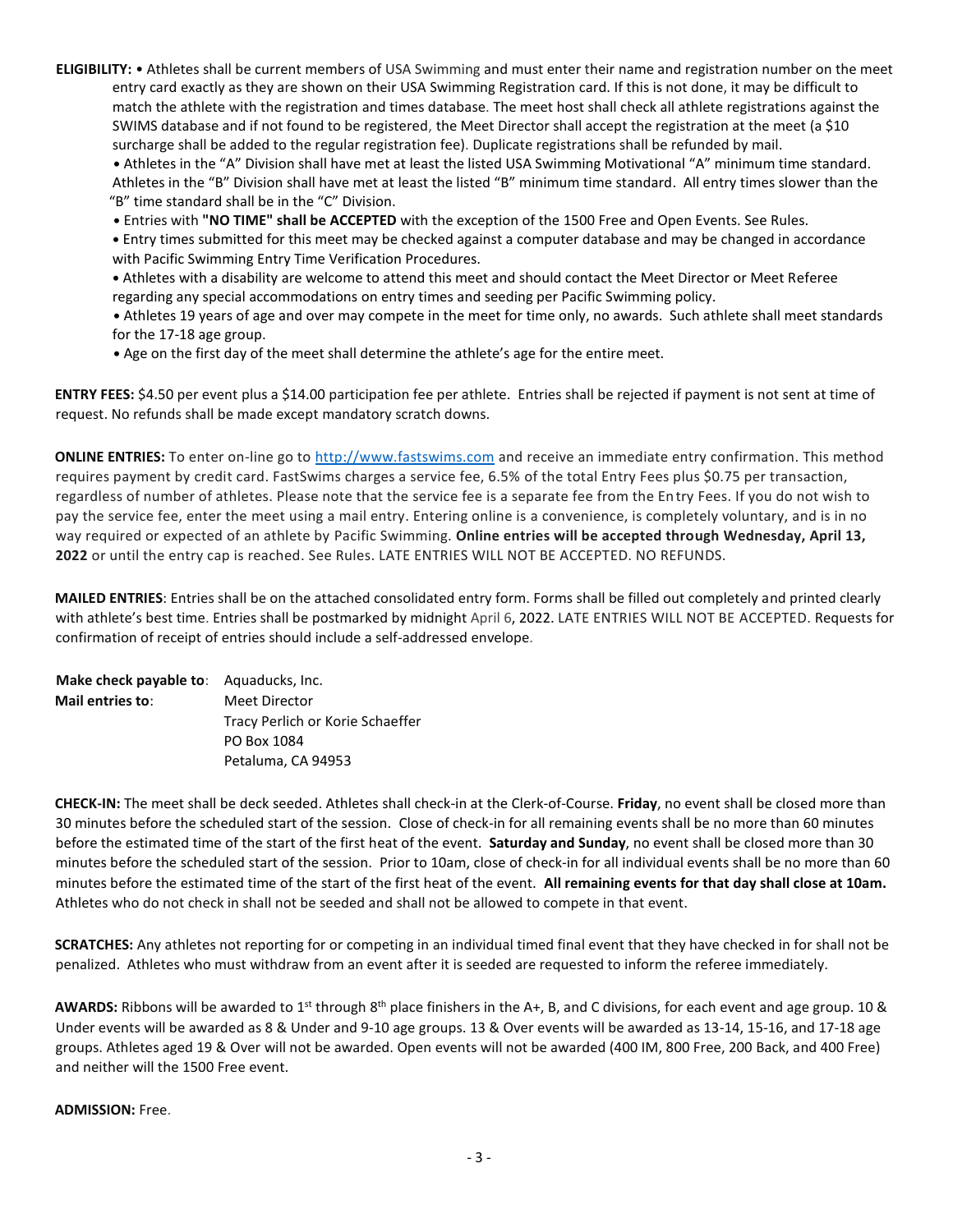**ELIGIBILITY:** • Athletes shall be current members of USA Swimming and must enter their name and registration number on the meet entry card exactly as they are shown on their USA Swimming Registration card. If this is not done, it may be difficult to match the athlete with the registration and times database. The meet host shall check all athlete registrations against the SWIMS database and if not found to be registered, the Meet Director shall accept the registration at the meet (a $10 surcharge shall be added to the regular registration fee). Duplicate registrations shall be refunded by mail.

- Athletes in the "A" Division shall have met at least the listed USA Swimming Motivational "A" minimum time standard. Athletes in the "B" Division shall have met at least the listed "B" minimum time standard. All entry times slower than the "B" time standard shall be in the "C" Division.
- Entries with **"NO TIME" shall be ACCEPTED** with the exception of the 1500 Free and Open Events. See Rules.
- Entry times submitted for this meet may be checked against a computer database and may be changed in accordance with Pacific Swimming Entry Time Verification Procedures.
- Athletes with a disability are welcome to attend this meet and should contact the Meet Director or Meet Referee regarding any special accommodations on entry times and seeding per Pacific Swimming policy.
- Athletes 19 years of age and over may compete in the meet for time only, no awards. Such athlete shall meet standards for the 17-18 age group.
- Age on the first day of the meet shall determine the athlete's age for the entire meet.

**ENTRY FEES:** $4.50 per event plus a $14.00 participation fee per athlete. Entries shall be rejected if payment is not sent at time of request. No refunds shall be made except mandatory scratch downs.

**ONLINE ENTRIES:** To enter on-line go to http://www.fastswims.com and receive an immediate entry confirmation. This method requires payment by credit card. FastSwims charges a service fee, 6.5% of the total Entry Fees plus $0.75 per transaction, regardless of number of athletes. Please note that the service fee is a separate fee from the Entry Fees. If you do not wish to pay the service fee, enter the meet using a mail entry. Entering online is a convenience, is completely voluntary, and is in no way required or expected of an athlete by Pacific Swimming. **Online entries will be accepted through Wednesday, April 13, 2022** or until the entry cap is reached. See Rules. LATE ENTRIES WILL NOT BE ACCEPTED. NO REFUNDS.

**MAILED ENTRIES**: Entries shall be on the attached consolidated entry form. Forms shall be filled out completely and printed clearly with athlete's best time. Entries shall be postmarked by midnight April 6, 2022. LATE ENTRIES WILL NOT BE ACCEPTED. Requests for confirmation of receipt of entries should include a self-addressed envelope.

**Make check payable to**: Aquaducks, Inc.
**Mail entries to**: Meet Director
Tracy Perlich or Korie Schaeffer
PO Box 1084
Petaluma, CA 94953

**CHECK-IN:** The meet shall be deck seeded. Athletes shall check-in at the Clerk-of-Course. **Friday**, no event shall be closed more than 30 minutes before the scheduled start of the session. Close of check-in for all remaining events shall be no more than 60 minutes before the estimated time of the start of the first heat of the event. **Saturday and Sunday**, no event shall be closed more than 30 minutes before the scheduled start of the session. Prior to 10am, close of check-in for all individual events shall be no more than 60 minutes before the estimated time of the start of the first heat of the event. **All remaining events for that day shall close at 10am.** Athletes who do not check in shall not be seeded and shall not be allowed to compete in that event.

**SCRATCHES:** Any athletes not reporting for or competing in an individual timed final event that they have checked in for shall not be penalized. Athletes who must withdraw from an event after it is seeded are requested to inform the referee immediately.

**AWARDS:** Ribbons will be awarded to 1st through 8th place finishers in the A+, B, and C divisions, for each event and age group. 10 & Under events will be awarded as 8 & Under and 9-10 age groups. 13 & Over events will be awarded as 13-14, 15-16, and 17-18 age groups. Athletes aged 19 & Over will not be awarded. Open events will not be awarded (400 IM, 800 Free, 200 Back, and 400 Free) and neither will the 1500 Free event.

**ADMISSION:** Free.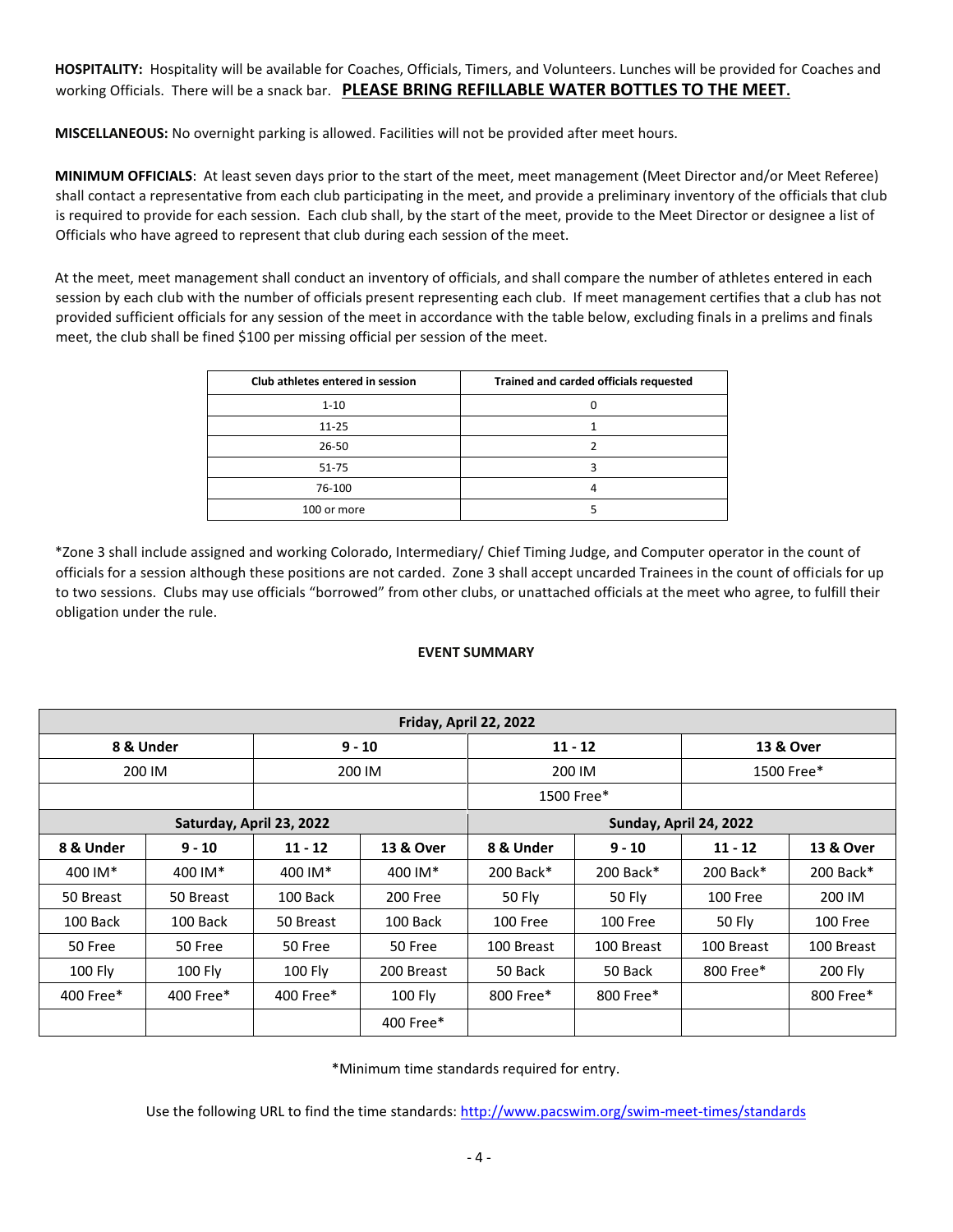**HOSPITALITY:** Hospitality will be available for Coaches, Officials, Timers, and Volunteers. Lunches will be provided for Coaches and working Officials. There will be a snack bar. **PLEASE BRING REFILLABLE WATER BOTTLES TO THE MEET.**

**MISCELLANEOUS:** No overnight parking is allowed. Facilities will not be provided after meet hours.

**MINIMUM OFFICIALS**: At least seven days prior to the start of the meet, meet management (Meet Director and/or Meet Referee) shall contact a representative from each club participating in the meet, and provide a preliminary inventory of the officials that club is required to provide for each session. Each club shall, by the start of the meet, provide to the Meet Director or designee a list of Officials who have agreed to represent that club during each session of the meet.

At the meet, meet management shall conduct an inventory of officials, and shall compare the number of athletes entered in each session by each club with the number of officials present representing each club. If meet management certifies that a club has not provided sufficient officials for any session of the meet in accordance with the table below, excluding finals in a prelims and finals meet, the club shall be fined $100 per missing official per session of the meet.

| Club athletes entered in session | Trained and carded officials requested |
|---|---|
| 1-10 | 0 |
| 11-25 | 1 |
| 26-50 | 2 |
| 51-75 | 3 |
| 76-100 | 4 |
| 100 or more | 5 |

*Zone 3 shall include assigned and working Colorado, Intermediary/ Chief Timing Judge, and Computer operator in the count of officials for a session although these positions are not carded. Zone 3 shall accept uncarded Trainees in the count of officials for up to two sessions. Clubs may use officials "borrowed" from other clubs, or unattached officials at the meet who agree, to fulfill their obligation under the rule.

**EVENT SUMMARY**

| **Friday, April 22, 2022** | | | |
|---|---|---|---|
| **8 & Under** | **9 - 10** | **11 - 12** | **13 & Over** |
| 200 IM | 200 IM | 200 IM | 1500 Free* |
| | | 1500 Free* | |

| **Saturday, April 23, 2022** | | | | **Sunday, April 24, 2022** | | | |
|---|---|---|---|---|---|---|---|
| **8 & Under** | **9 - 10** | **11 - 12** | **13 & Over** | **8 & Under** | **9 - 10** | **11 - 12** | **13 & Over** |
| 400 IM* | 400 IM* | 400 IM* | 400 IM* | 200 Back* | 200 Back* | 200 Back* | 200 Back* |
| 50 Breast | 50 Breast | 100 Back | 200 Free | 50 Fly | 50 Fly | 100 Free | 200 IM |
| 100 Back | 100 Back | 50 Breast | 100 Back | 100 Free | 100 Free | 50 Fly | 100 Free |
| 50 Free | 50 Free | 50 Free | 50 Free | 100 Breast | 100 Breast | 100 Breast | 100 Breast |
| 100 Fly | 100 Fly | 100 Fly | 200 Breast | 50 Back | 50 Back | 800 Free* | 200 Fly |
| 400 Free* | 400 Free* | 400 Free* | 100 Fly | 800 Free* | 800 Free* | | 800 Free* |
| | | | 400 Free* | | | | |

*Minimum time standards required for entry.

Use the following URL to find the time standards: http://www.pacswim.org/swim-meet-times/standards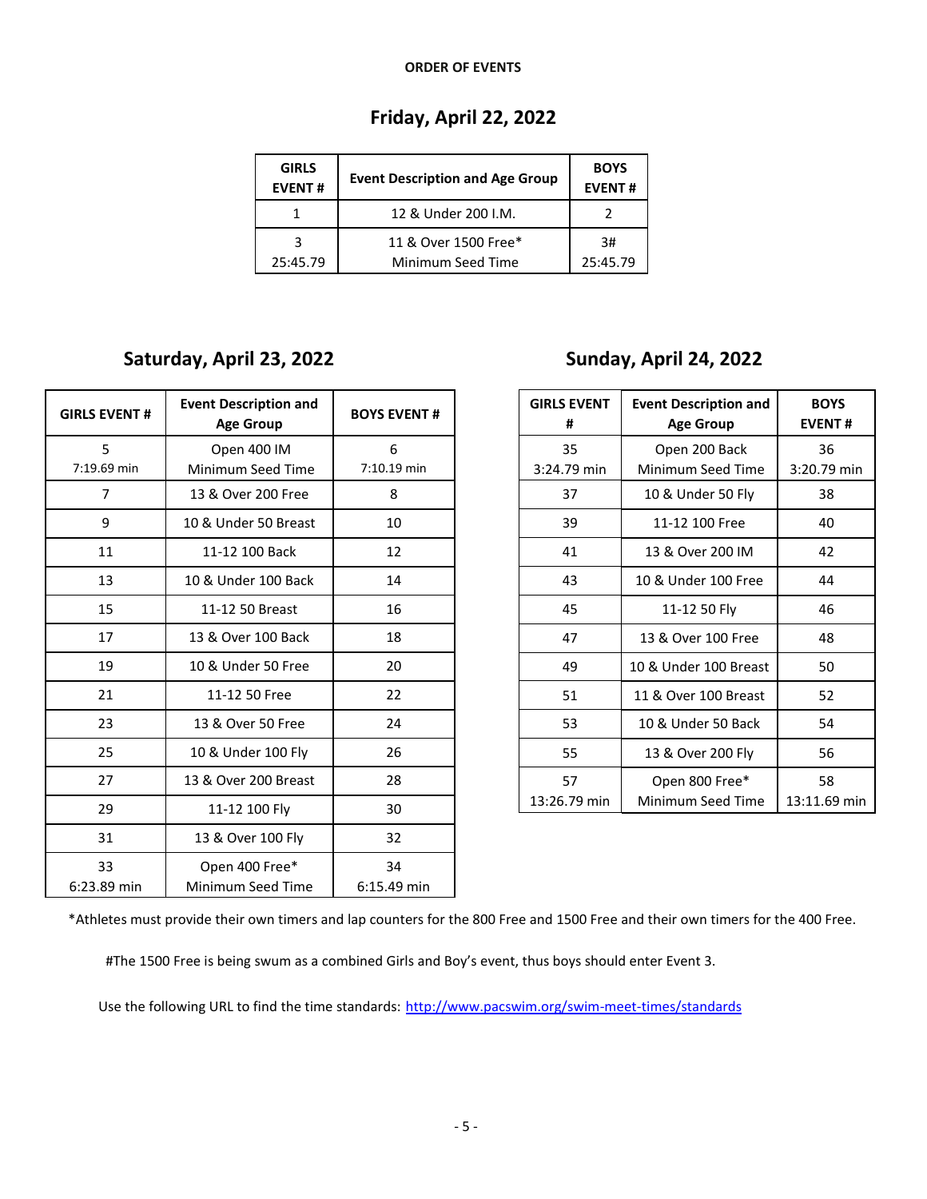**ORDER OF EVENTS**

## Friday, April 22, 2022

| GIRLS EVENT # | Event Description and Age Group | BOYS EVENT # |
|---|---|---|
| 1 | 12 & Under 200 I.M. | 2 |
| 3<br>25:45.79 | 11 & Over 1500 Free*<br>Minimum Seed Time | 3#<br>25:45.79 |

## Saturday, April 23, 2022

| GIRLS EVENT # | Event Description and Age Group | BOYS EVENT # |
|---|---|---|
| 5<br>7:19.69 min | Open 400 IM<br>Minimum Seed Time | 6<br>7:10.19 min |
| 7 | 13 & Over 200 Free | 8 |
| 9 | 10 & Under 50 Breast | 10 |
| 11 | 11-12 100 Back | 12 |
| 13 | 10 & Under 100 Back | 14 |
| 15 | 11-12 50 Breast | 16 |
| 17 | 13 & Over 100 Back | 18 |
| 19 | 10 & Under 50 Free | 20 |
| 21 | 11-12 50 Free | 22 |
| 23 | 13 & Over 50 Free | 24 |
| 25 | 10 & Under 100 Fly | 26 |
| 27 | 13 & Over 200 Breast | 28 |
| 29 | 11-12 100 Fly | 30 |
| 31 | 13 & Over 100 Fly | 32 |
| 33<br>6:23.89 min | Open 400 Free*<br>Minimum Seed Time | 34<br>6:15.49 min |

## Sunday, April 24, 2022

| GIRLS EVENT # | Event Description and Age Group | BOYS EVENT # |
|---|---|---|
| 35<br>3:24.79 min | Open 200 Back<br>Minimum Seed Time | 36<br>3:20.79 min |
| 37 | 10 & Under 50 Fly | 38 |
| 39 | 11-12 100 Free | 40 |
| 41 | 13 & Over 200 IM | 42 |
| 43 | 10 & Under 100 Free | 44 |
| 45 | 11-12 50 Fly | 46 |
| 47 | 13 & Over 100 Free | 48 |
| 49 | 10 & Under 100 Breast | 50 |
| 51 | 11 & Over 100 Breast | 52 |
| 53 | 10 & Under 50 Back | 54 |
| 55 | 13 & Over 200 Fly | 56 |
| 57<br>13:26.79 min | Open 800 Free*<br>Minimum Seed Time | 58<br>13:11.69 min |

*Athletes must provide their own timers and lap counters for the 800 Free and 1500 Free and their own timers for the 400 Free.

#The 1500 Free is being swum as a combined Girls and Boy's event, thus boys should enter Event 3.

Use the following URL to find the time standards: http://www.pacswim.org/swim-meet-times/standards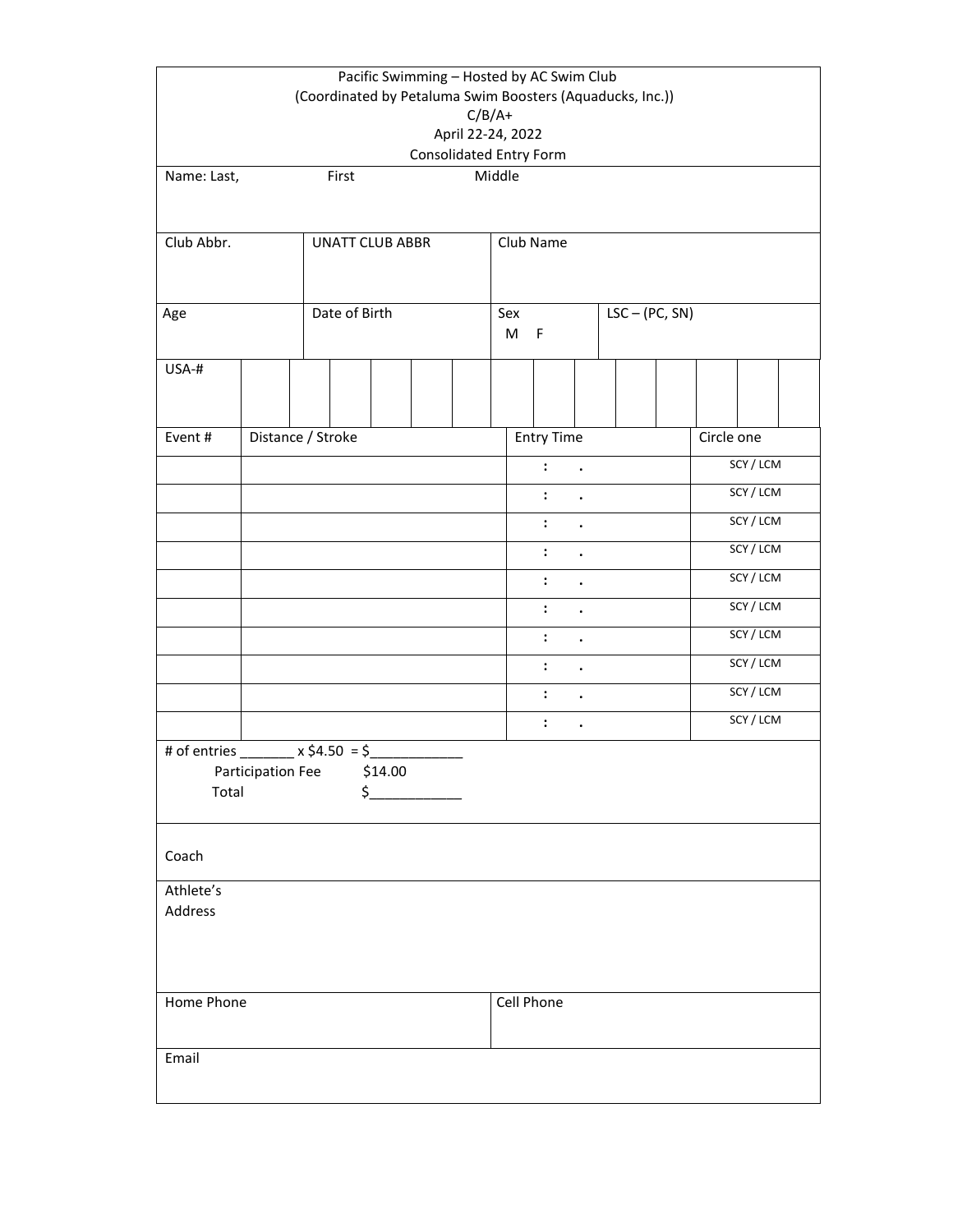Pacific Swimming – Hosted by AC Swim Club
(Coordinated by Petaluma Swim Boosters (Aquaducks, Inc.))
C/B/A+
April 22-24, 2022
Consolidated Entry Form

| Name: Last, | First | Middle |
|---|---|---|
| | | |

| Club Abbr. | UNATT CLUB ABBR | Club Name |
|---|---|---|
| | | |

| Age | Date of Birth | Sex M F | LSC – (PC, SN) |
|---|---|---|---|
| | | | |

| USA-# | | | | | | | | | | | | | |
|---|---|---|---|---|---|---|---|---|---|---|---|---|---|
| | | | | | | | | | | | | | |

| Event # | Distance / Stroke | Entry Time | Circle one |
|---|---|---|---|
| | | : . | SCY / LCM |
| | | : . | SCY / LCM |
| | | : . | SCY / LCM |
| | | : . | SCY / LCM |
| | | : . | SCY / LCM |
| | | : . | SCY / LCM |
| | | : . | SCY / LCM |
| | | : . | SCY / LCM |
| | | : . | SCY / LCM |
| | | : . | SCY / LCM |

# of entries _______ x $4.50 = $____________
Participation Fee $14.00
Total $____________

Coach

Athlete's Address

| Home Phone | Cell Phone |
|---|---|
| | |

Email